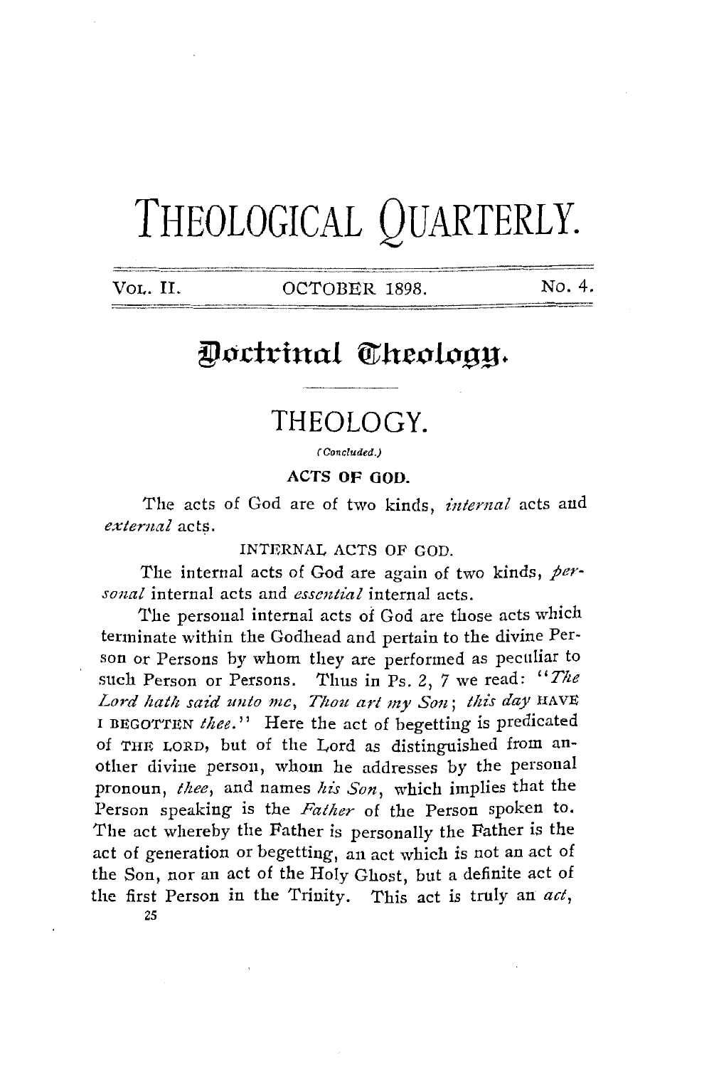# THEOLOGICAL QUARTERLY.

VOL. II. OCTOBER 1898. NO. 4.

## Doctrinal Theology.

### THEOLOGY.

*(Concluded.)*

#### ACTS OF GOD.

The acts of God are of two kinds, *internal* acts and *external* acts.

INTERNAL ACTS OF GOD.

The internal acts of God are again of two kinds, *personal* internal acts and *essential* internal acts.

The personal internal acts of God are those acts which terminate within the Godhead and pertain to the divine Person or Persons by whom they are performed as peculiar to such Person or Persons. Thus in Ps. 2, 7 we read: "*The Lord hath said unto me, Thou art my Son; this day* HAVE I BEGOTTEN *thee.*" Here the act of begetting is predicated of THE LORD, but of the Lord as distinguished from another divine person, whom he addresses by the personal pronoun, *thee*, and names *his Son*, which implies that the Person speaking is the *Father* of the Person spoken to. The act whereby the Father is personally the Father is the act of generation or begetting, an act which is not an act of the Son, nor an act of the Holy Ghost, but a definite act of the first Person in the Trinity. This act is truly an *act*,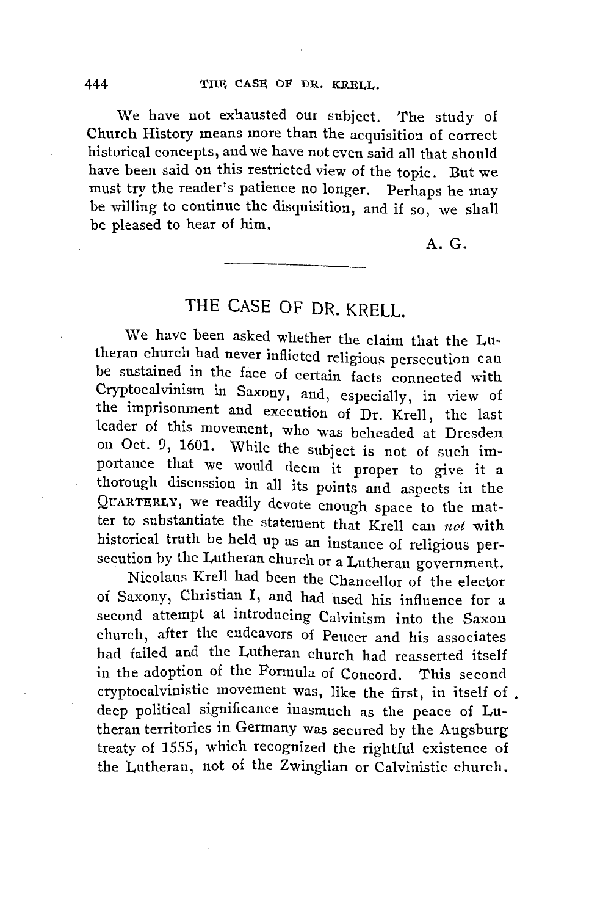We have not exhausted our subject. The study of Church History means more than the acquisition of correct historical concepts, and we have not even said all that should have been said on this restricted view of the topic. But we must try the reader's patience no longer. Perhaps he may be willing to continue the disquisition, and if so, we shall be pleased to hear of him.

A. G.

---

# THE CASE OF DR. KRELL.

We have been asked whether the claim that the Lutheran church had never inflicted religious persecution can be sustained in the face of certain facts connected with Cryptocalvinism in Saxony, and, especially, in view of the imprisonment and execution of Dr. Krell, the last leader of this movement, who was beheaded at Dresden on Oct. 9, 1601. While the subject is not of such importance that we would deem it proper to give it a thorough discussion in all its points and aspects in the QUARTERLY, we readily devote enough space to the matter to substantiate the statement that Krell can *not* with historical truth be held up as an instance of religious persecution by the Lutheran church or a Lutheran government.

Nicolaus Krell had been the Chancellor of the elector of Saxony, Christian I, and had used his influence for a second attempt at introducing Calvinism into the Saxon church, after the endeavors of Peucer and his associates had failed and the Lutheran church had reasserted itself in the adoption of the Formula of Concord. This second cryptocalvinistic movement was, like the first, in itself of deep political significance inasmuch as the peace of Lutheran territories in Germany was secured by the Augsburg treaty of 1555, which recognized the rightful existence of the Lutheran, not of the Zwinglian or Calvinistic church.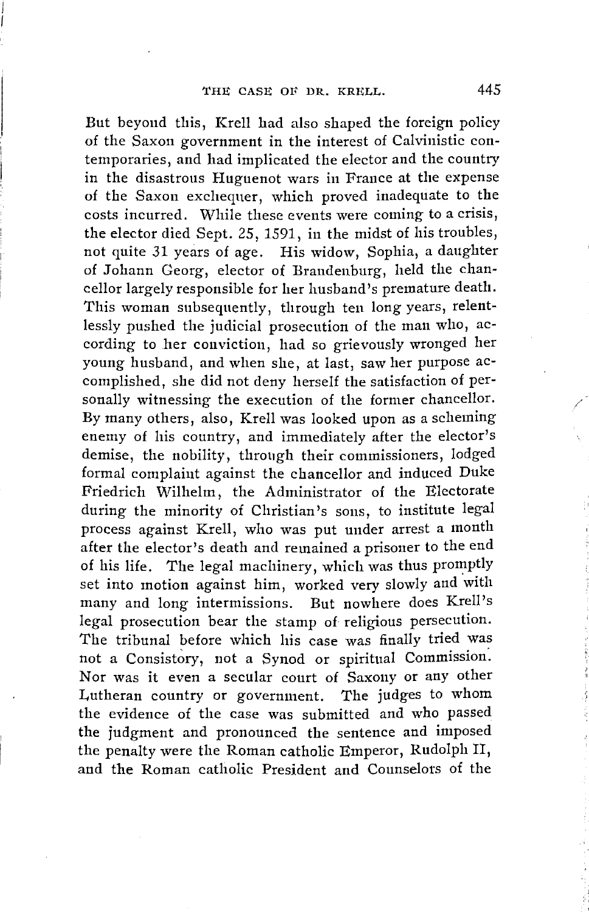But beyond this, Krell had also shaped the foreign policy of the Saxon government in the interest of Calvinistic contemporaries, and had implicated the elector and the country in the disastrous Huguenot wars in France at the expense of the Saxon exchequer, which proved inadequate to the costs incurred. While these events were coming to a crisis, the elector died Sept. 25, 1591, in the midst of his troubles, not quite 31 years of age. His widow, Sophia, a daughter of Johann Georg, elector of Brandenburg, held the chancellor largely responsible for her husband's premature death. This woman subsequently, through ten long years, relentlessly pushed the judicial prosecution of the man who, according to her conviction, had so grievously wronged her young husband, and when she, at last, saw her purpose accomplished, she did not deny herself the satisfaction of personally witnessing the execution of the former chancellor. By many others, also, Krell was looked upon as a scheming enemy of his country, and immediately after the elector's demise, the nobility, through their commissioners, lodged formal complaint against the chancellor and induced Duke Friedrich Wilhelm, the Administrator of the Electorate during the minority of Christian's sons, to institute legal process against Krell, who was put under arrest a month after the elector's death and remained a prisoner to the end of his life. The legal machinery, which was thus promptly set into motion against him, worked very slowly and with many and long intermissions. But nowhere does Krell's legal prosecution bear the stamp of religious persecution. The tribunal before which his case was finally tried was not a Consistory, not a Synod or spiritual Commission. Nor was it even a secular court of Saxony or any other Lutheran country or government. The judges to whom the evidence of the case was submitted and who passed the judgment and pronounced the sentence and imposed the penalty were the Roman catholic Emperor, Rudolph II, and the Roman catholic President and Counselors of the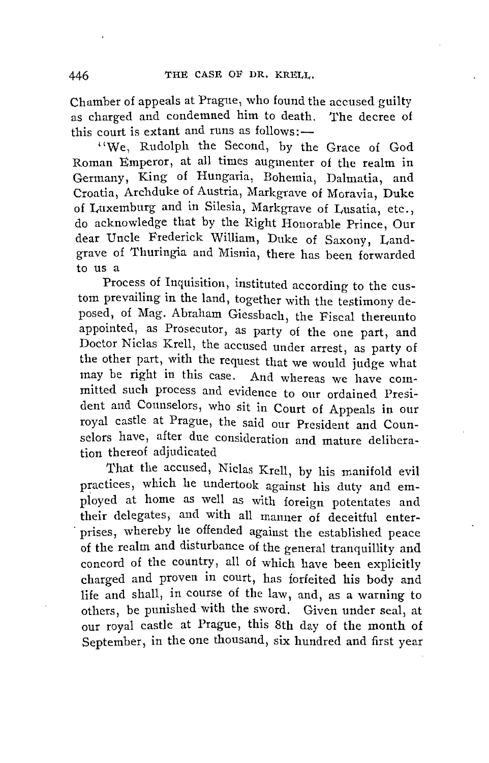Chamber of appeals at Prague, who found the accused guilty as charged and condemned him to death. The decree of this court is extant and runs as follows:—

"We, Rudolph the Second, by the Grace of God Roman Emperor, at all times augmenter of the realm in Germany, King of Hungaria, Bohemia, Dalmatia, and Croatia, Archduke of Austria, Markgrave of Moravia, Duke of Luxemburg and in Silesia, Markgrave of Lusatia, etc., do acknowledge that by the Right Honorable Prince, Our dear Uncle Frederick William, Duke of Saxony, Landgrave of Thuringia and Misnia, there has been forwarded to us a

Process of Inquisition, instituted according to the custom prevailing in the land, together with the testimony deposed, of Mag. Abraham Giessbach, the Fiscal thereunto appointed, as Prosecutor, as party of the one part, and Doctor Niclas Krell, the accused under arrest, as party of the other part, with the request that we would judge what may be right in this case. And whereas we have committed such process and evidence to our ordained President and Counselors, who sit in Court of Appeals in our royal castle at Prague, the said our President and Counselors have, after due consideration and mature deliberation thereof adjudicated

That the accused, Niclas Krell, by his manifold evil practices, which he undertook against his duty and employed at home as well as with foreign potentates and their delegates, and with all manner of deceitful enterprises, whereby he offended against the established peace of the realm and disturbance of the general tranquillity and concord of the country, all of which have been explicitly charged and proven in court, has forfeited his body and life and shall, in course of the law, and, as a warning to others, be punished with the sword. Given under seal, at our royal castle at Prague, this 8th day of the month of September, in the one thousand, six hundred and first year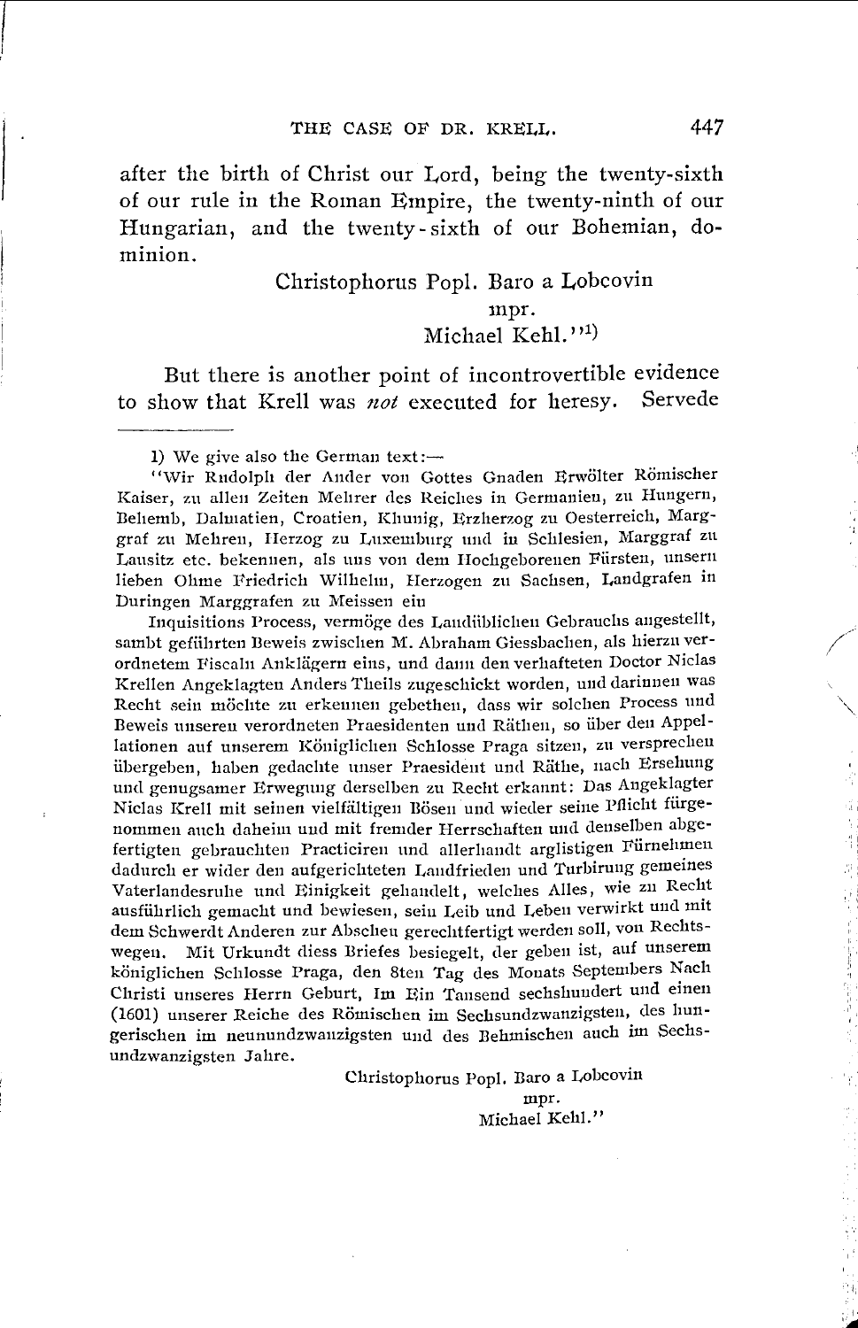after the birth of Christ our Lord, being the twenty-sixth of our rule in the Roman Empire, the twenty-ninth of our Hungarian, and the twenty-sixth of our Bohemian, dominion.

Christophorus Popl. Baro a Lobcovin
mpr.
Michael Kehl."[1]

But there is another point of incontrovertible evidence to show that Krell was *not* executed for heresy. Servede

---

1) We give also the German text:—

"Wir Rudolph der Ander von Gottes Gnaden Erwölter Römischer Kaiser, zu allen Zeiten Mehrer des Reiches in Germanien, zu Hungern, Behemb, Dalmatien, Croatien, Khunig, Erzherzog zu Oesterreich, Marggraf zu Mehren, Herzog zu Luxemburg und in Schlesien, Marggraf zu Lausitz etc. bekennen, als uns von dem Hochgeborenen Fürsten, unsern lieben Ohme Friedrich Wilhelm, Herzogen zu Sachsen, Landgrafen in Duringen Marggrafen zu Meissen ein

Inquisitions Process, vermöge des Laudüblichen Gebrauchs angestellt, sambt geführten Beweis zwischen M. Abraham Giessbachen, als hierzu verordnetem Fiscaln Anklägern eins, und dann den verhafteten Doctor Niclas Krellen Angeklagten Anders Theils zugeschickt worden, und darinnen was Recht sein möchte zu erkennen gebethen, dass wir solchen Process und Beweis unseren verordneten Praesidenten und Räthen, so über den Appellationen auf unserem Königlichen Schlosse Praga sitzen, zu versprechen übergeben, haben gedachte unser Praesident und Räthe, nach Ersehung und genugsamer Erwegung derselben zu Recht erkannt: Das Angeklagter Niclas Krell mit seinen vielfältigen Bösen und wieder seine Pflicht fürgenommen auch daheim und mit fremder Herrschaften und denselben abgefertigten gebrauchten Practiciren und allerhandt arglistigen Fürnehmen dadurch er wider den aufgerichteten Landfrieden und Turbirung gemeines Vaterlandesruhe und Einigkeit gehandelt, welches Alles, wie zu Recht ausführlich gemacht und bewiesen, sein Leib und Leben verwirkt und mit dem Schwerdt Anderen zur Abscheu gerechtfertigt werden soll, von Rechtswegen. Mit Urkundt diess Briefes besiegelt, der geben ist, auf unserem königlichen Schlosse Praga, den 8ten Tag des Monats Septembers Nach Christi unseres Herrn Geburt, Im Ein Tausend sechshundert und einen (1601) unserer Reiche des Römischen im Sechsundzwanzigsten, des hungerischen im neunundzwanzigsten und des Behmischen auch im Sechsundzwanzigsten Jahre.

Christophorus Popl. Baro a Lobcovin
mpr.
Michael Kehl."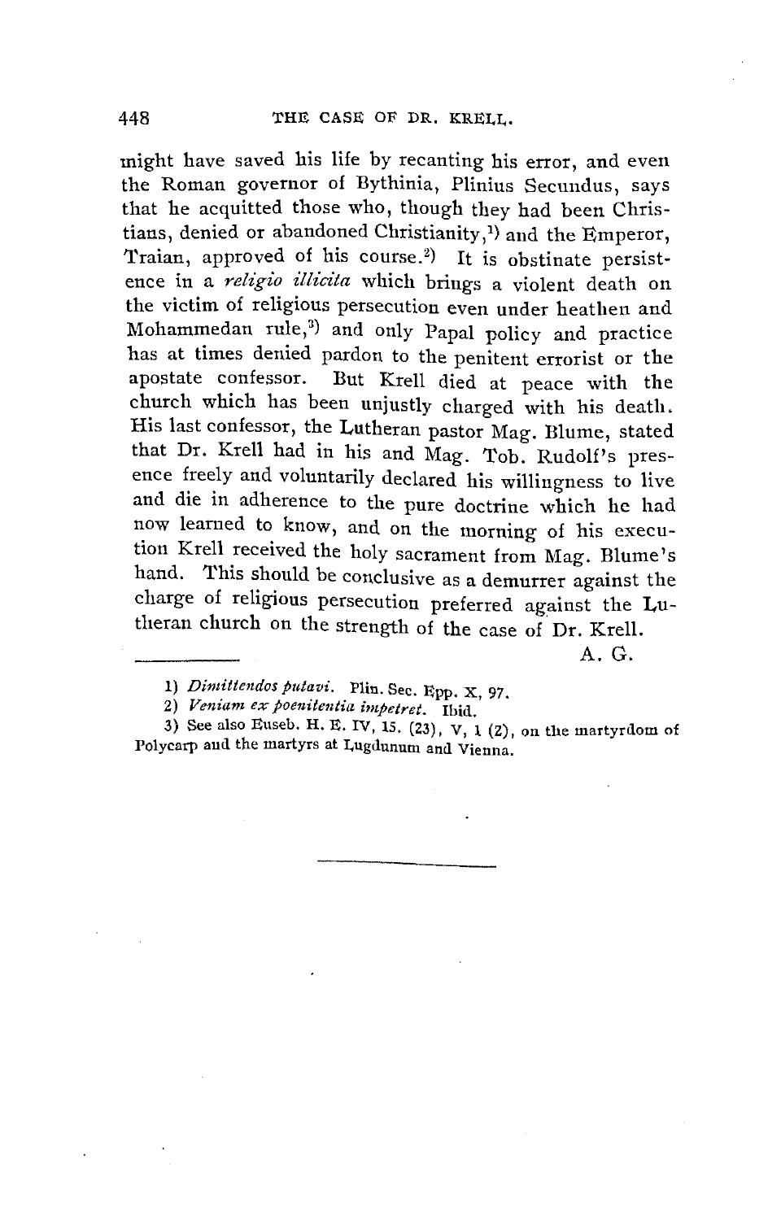might have saved his life by recanting his error, and even the Roman governor of Bythinia, Plinius Secundus, says that he acquitted those who, though they had been Christians, denied or abandoned Christianity,[1] and the Emperor, Traian, approved of his course.[2] It is obstinate persistence in a *religio illicita* which brings a violent death on the victim of religious persecution even under heathen and Mohammedan rule,[3] and only Papal policy and practice has at times denied pardon to the penitent errorist or the apostate confessor. But Krell died at peace with the church which has been unjustly charged with his death. His last confessor, the Lutheran pastor Mag. Blume, stated that Dr. Krell had in his and Mag. Tob. Rudolf's presence freely and voluntarily declared his willingness to live and die in adherence to the pure doctrine which he had now learned to know, and on the morning of his execution Krell received the holy sacrament from Mag. Blume's hand. This should be conclusive as a demurrer against the charge of religious persecution preferred against the Lutheran church on the strength of the case of Dr. Krell.

A. G.

---

1) *Dimittendos putavi.* Plin. Sec. Epp. X, 97.

2) *Veniam ex poenitentia impetret.* Ibid.

3) See also Euseb. H. E. IV, 15. (23), V, 1 (2), on the martyrdom of Polycarp and the martyrs at Lugdunum and Vienna.